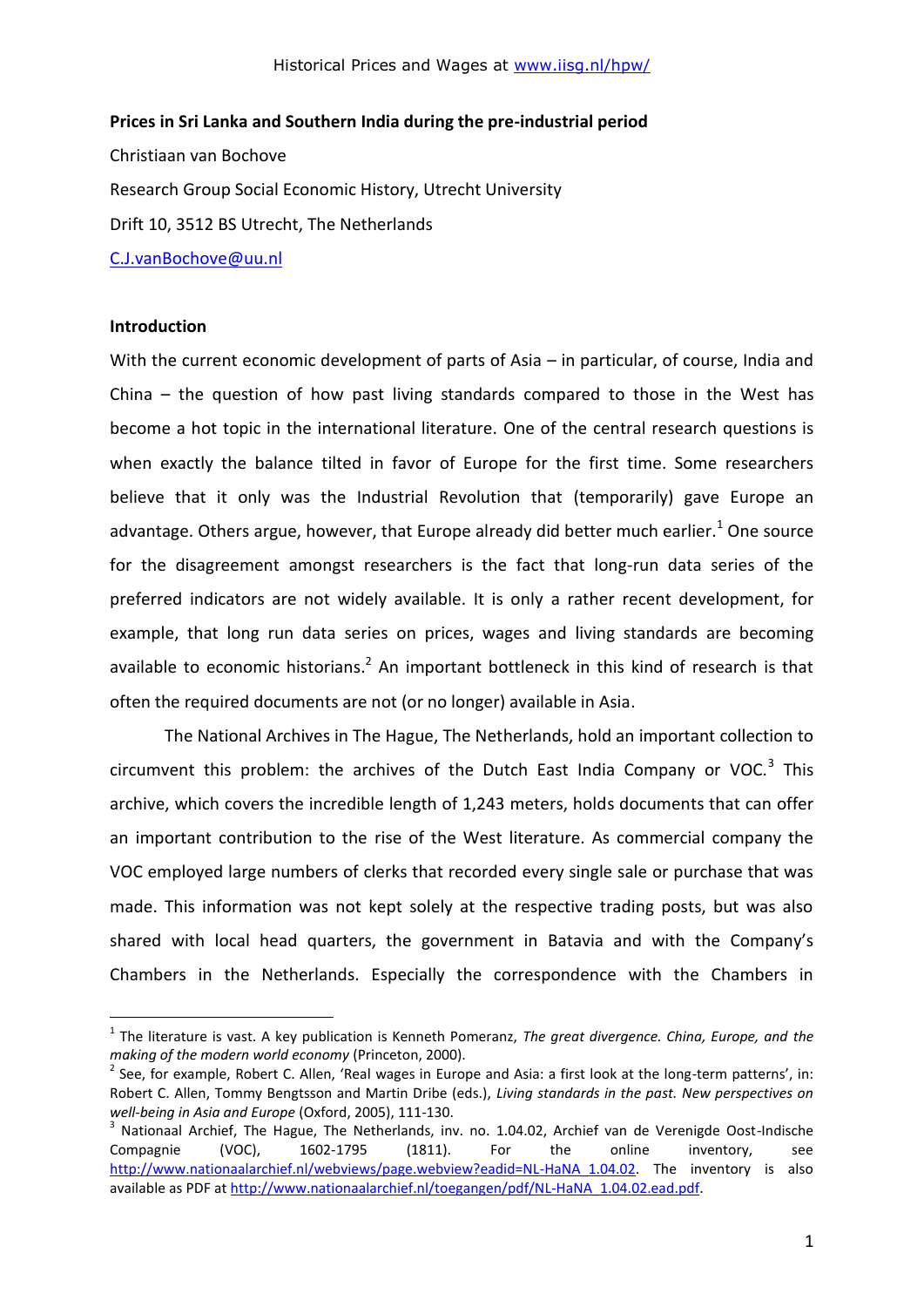**Prices in Sri Lanka and Southern India during the pre-industrial period**

Christiaan van Bochove

Research Group Social Economic History, Utrecht University

Drift 10, 3512 BS Utrecht, The Netherlands

C.J.vanBochove@uu.nl

**Introduction**

With the current economic development of parts of Asia – in particular, of course, India and China – the question of how past living standards compared to those in the West has become a hot topic in the international literature. One of the central research questions is when exactly the balance tilted in favor of Europe for the first time. Some researchers believe that it only was the Industrial Revolution that (temporarily) gave Europe an advantage. Others argue, however, that Europe already did better much earlier.[1] One source for the disagreement amongst researchers is the fact that long-run data series of the preferred indicators are not widely available. It is only a rather recent development, for example, that long run data series on prices, wages and living standards are becoming available to economic historians.[2] An important bottleneck in this kind of research is that often the required documents are not (or no longer) available in Asia.

The National Archives in The Hague, The Netherlands, hold an important collection to circumvent this problem: the archives of the Dutch East India Company or VOC.[3] This archive, which covers the incredible length of 1,243 meters, holds documents that can offer an important contribution to the rise of the West literature. As commercial company the VOC employed large numbers of clerks that recorded every single sale or purchase that was made. This information was not kept solely at the respective trading posts, but was also shared with local head quarters, the government in Batavia and with the Company's Chambers in the Netherlands. Especially the correspondence with the Chambers in

---

[1] The literature is vast. A key publication is Kenneth Pomeranz, *The great divergence. China, Europe, and the making of the modern world economy* (Princeton, 2000).

[2] See, for example, Robert C. Allen, 'Real wages in Europe and Asia: a first look at the long-term patterns', in: Robert C. Allen, Tommy Bengtsson and Martin Dribe (eds.), *Living standards in the past. New perspectives on well-being in Asia and Europe* (Oxford, 2005), 111-130.

[3] Nationaal Archief, The Hague, The Netherlands, inv. no. 1.04.02, Archief van de Verenigde Oost-Indische Compagnie (VOC), 1602-1795 (1811). For the online inventory, see http://www.nationaalarchief.nl/webviews/page.webview?eadid=NL-HaNA_1.04.02. The inventory is also available as PDF at http://www.nationaalarchief.nl/toegangen/pdf/NL-HaNA_1.04.02.ead.pdf.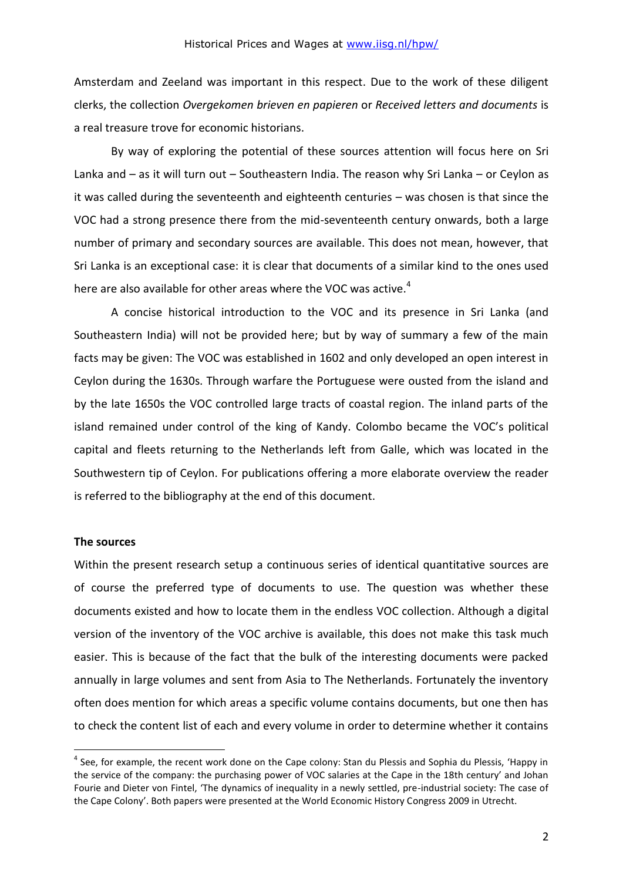Amsterdam and Zeeland was important in this respect. Due to the work of these diligent clerks, the collection *Overgekomen brieven en papieren* or *Received letters and documents* is a real treasure trove for economic historians.

By way of exploring the potential of these sources attention will focus here on Sri Lanka and – as it will turn out – Southeastern India. The reason why Sri Lanka – or Ceylon as it was called during the seventeenth and eighteenth centuries – was chosen is that since the VOC had a strong presence there from the mid-seventeenth century onwards, both a large number of primary and secondary sources are available. This does not mean, however, that Sri Lanka is an exceptional case: it is clear that documents of a similar kind to the ones used here are also available for other areas where the VOC was active.[4]

A concise historical introduction to the VOC and its presence in Sri Lanka (and Southeastern India) will not be provided here; but by way of summary a few of the main facts may be given: The VOC was established in 1602 and only developed an open interest in Ceylon during the 1630s. Through warfare the Portuguese were ousted from the island and by the late 1650s the VOC controlled large tracts of coastal region. The inland parts of the island remained under control of the king of Kandy. Colombo became the VOC's political capital and fleets returning to the Netherlands left from Galle, which was located in the Southwestern tip of Ceylon. For publications offering a more elaborate overview the reader is referred to the bibliography at the end of this document.

**The sources**

Within the present research setup a continuous series of identical quantitative sources are of course the preferred type of documents to use. The question was whether these documents existed and how to locate them in the endless VOC collection. Although a digital version of the inventory of the VOC archive is available, this does not make this task much easier. This is because of the fact that the bulk of the interesting documents were packed annually in large volumes and sent from Asia to The Netherlands. Fortunately the inventory often does mention for which areas a specific volume contains documents, but one then has to check the content list of each and every volume in order to determine whether it contains

[4] See, for example, the recent work done on the Cape colony: Stan du Plessis and Sophia du Plessis, 'Happy in the service of the company: the purchasing power of VOC salaries at the Cape in the 18th century' and Johan Fourie and Dieter von Fintel, 'The dynamics of inequality in a newly settled, pre-industrial society: The case of the Cape Colony'. Both papers were presented at the World Economic History Congress 2009 in Utrecht.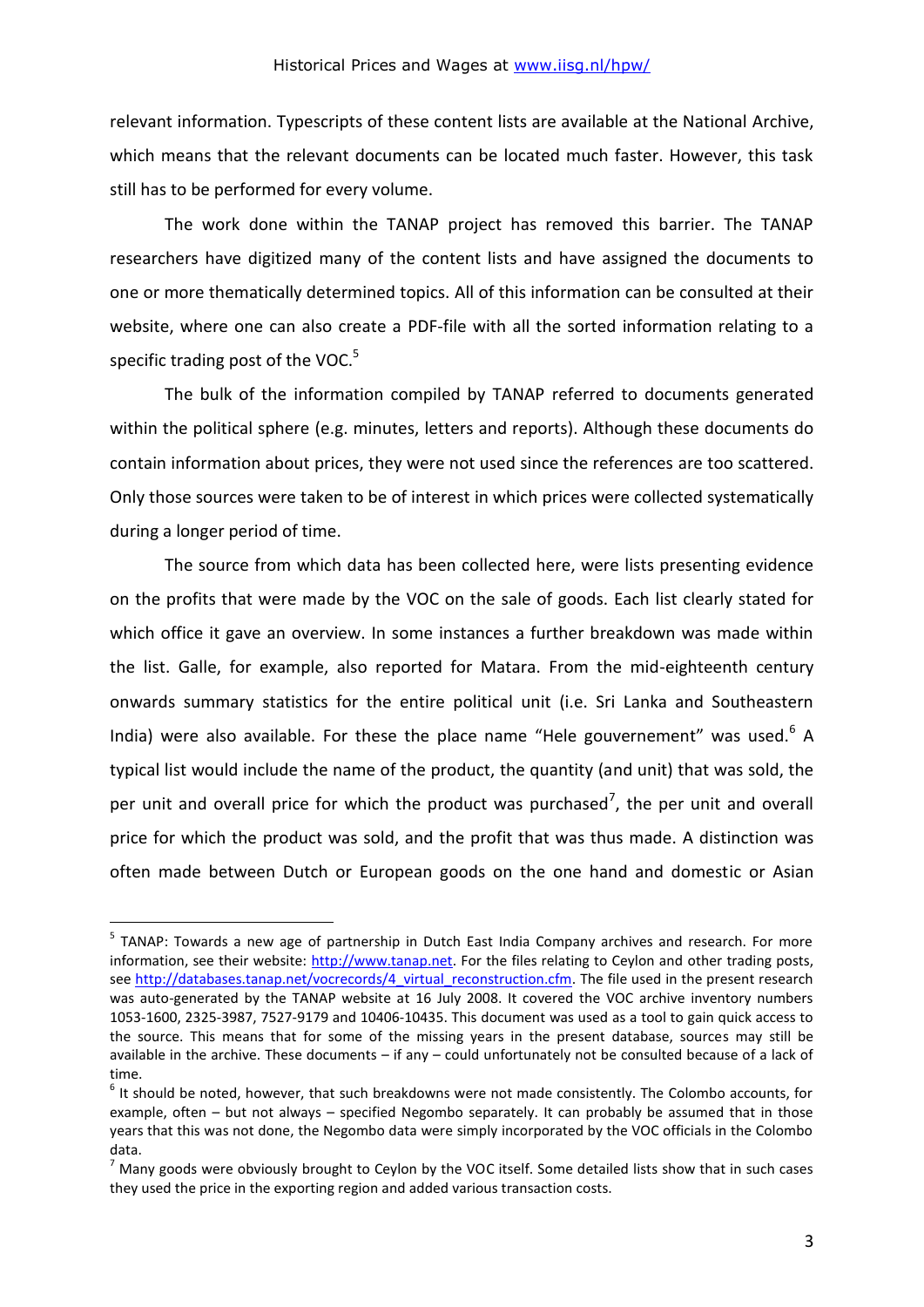relevant information. Typescripts of these content lists are available at the National Archive, which means that the relevant documents can be located much faster. However, this task still has to be performed for every volume.

The work done within the TANAP project has removed this barrier. The TANAP researchers have digitized many of the content lists and have assigned the documents to one or more thematically determined topics. All of this information can be consulted at their website, where one can also create a PDF-file with all the sorted information relating to a specific trading post of the VOC.[5]

The bulk of the information compiled by TANAP referred to documents generated within the political sphere (e.g. minutes, letters and reports). Although these documents do contain information about prices, they were not used since the references are too scattered. Only those sources were taken to be of interest in which prices were collected systematically during a longer period of time.

The source from which data has been collected here, were lists presenting evidence on the profits that were made by the VOC on the sale of goods. Each list clearly stated for which office it gave an overview. In some instances a further breakdown was made within the list. Galle, for example, also reported for Matara. From the mid-eighteenth century onwards summary statistics for the entire political unit (i.e. Sri Lanka and Southeastern India) were also available. For these the place name "Hele gouvernement" was used.[6] A typical list would include the name of the product, the quantity (and unit) that was sold, the per unit and overall price for which the product was purchased[7], the per unit and overall price for which the product was sold, and the profit that was thus made. A distinction was often made between Dutch or European goods on the one hand and domestic or Asian

---

[5] TANAP: Towards a new age of partnership in Dutch East India Company archives and research. For more information, see their website: http://www.tanap.net. For the files relating to Ceylon and other trading posts, see http://databases.tanap.net/vocrecords/4_virtual_reconstruction.cfm. The file used in the present research was auto-generated by the TANAP website at 16 July 2008. It covered the VOC archive inventory numbers 1053-1600, 2325-3987, 7527-9179 and 10406-10435. This document was used as a tool to gain quick access to the source. This means that for some of the missing years in the present database, sources may still be available in the archive. These documents – if any – could unfortunately not be consulted because of a lack of time.

[6] It should be noted, however, that such breakdowns were not made consistently. The Colombo accounts, for example, often – but not always – specified Negombo separately. It can probably be assumed that in those years that this was not done, the Negombo data were simply incorporated by the VOC officials in the Colombo data.

[7] Many goods were obviously brought to Ceylon by the VOC itself. Some detailed lists show that in such cases they used the price in the exporting region and added various transaction costs.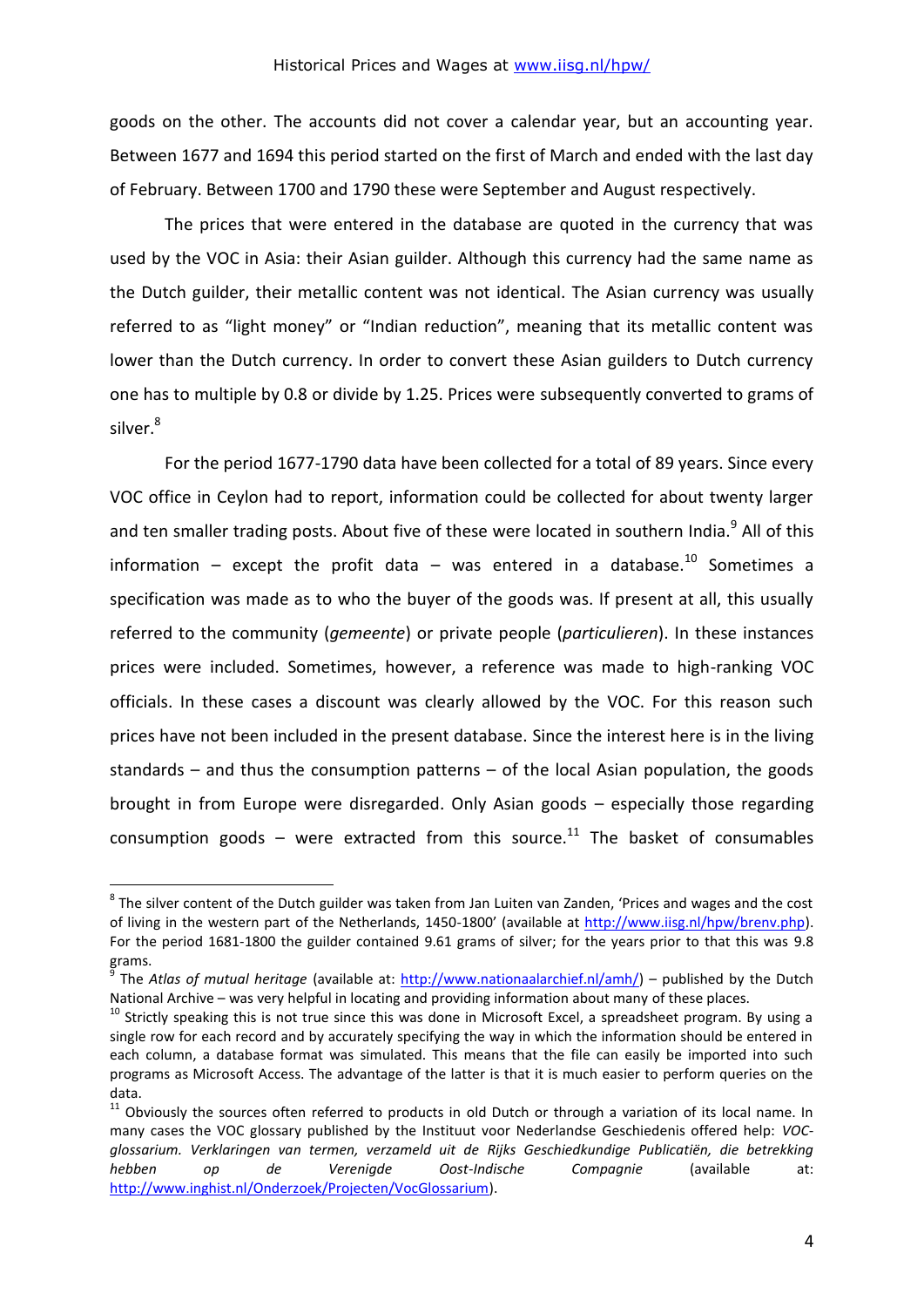goods on the other. The accounts did not cover a calendar year, but an accounting year. Between 1677 and 1694 this period started on the first of March and ended with the last day of February. Between 1700 and 1790 these were September and August respectively.

The prices that were entered in the database are quoted in the currency that was used by the VOC in Asia: their Asian guilder. Although this currency had the same name as the Dutch guilder, their metallic content was not identical. The Asian currency was usually referred to as "light money" or "Indian reduction", meaning that its metallic content was lower than the Dutch currency. In order to convert these Asian guilders to Dutch currency one has to multiple by 0.8 or divide by 1.25. Prices were subsequently converted to grams of silver.[8]

For the period 1677-1790 data have been collected for a total of 89 years. Since every VOC office in Ceylon had to report, information could be collected for about twenty larger and ten smaller trading posts. About five of these were located in southern India.[9] All of this information – except the profit data – was entered in a database.[10] Sometimes a specification was made as to who the buyer of the goods was. If present at all, this usually referred to the community (*gemeente*) or private people (*particulieren*). In these instances prices were included. Sometimes, however, a reference was made to high-ranking VOC officials. In these cases a discount was clearly allowed by the VOC. For this reason such prices have not been included in the present database. Since the interest here is in the living standards – and thus the consumption patterns – of the local Asian population, the goods brought in from Europe were disregarded. Only Asian goods – especially those regarding consumption goods – were extracted from this source.[11] The basket of consumables

---

[8] The silver content of the Dutch guilder was taken from Jan Luiten van Zanden, 'Prices and wages and the cost of living in the western part of the Netherlands, 1450-1800' (available at http://www.iisg.nl/hpw/brenv.php). For the period 1681-1800 the guilder contained 9.61 grams of silver; for the years prior to that this was 9.8 grams.

[9] The *Atlas of mutual heritage* (available at: http://www.nationaalarchief.nl/amh/) – published by the Dutch National Archive – was very helpful in locating and providing information about many of these places.

[10] Strictly speaking this is not true since this was done in Microsoft Excel, a spreadsheet program. By using a single row for each record and by accurately specifying the way in which the information should be entered in each column, a database format was simulated. This means that the file can easily be imported into such programs as Microsoft Access. The advantage of the latter is that it is much easier to perform queries on the data.

[11] Obviously the sources often referred to products in old Dutch or through a variation of its local name. In many cases the VOC glossary published by the Instituut voor Nederlandse Geschiedenis offered help: *VOC-glossarium. Verklaringen van termen, verzameld uit de Rijks Geschiedkundige Publicatiën, die betrekking hebben op de Verenigde Oost-Indische Compagnie* (available at: http://www.inghist.nl/Onderzoek/Projecten/VocGlossarium).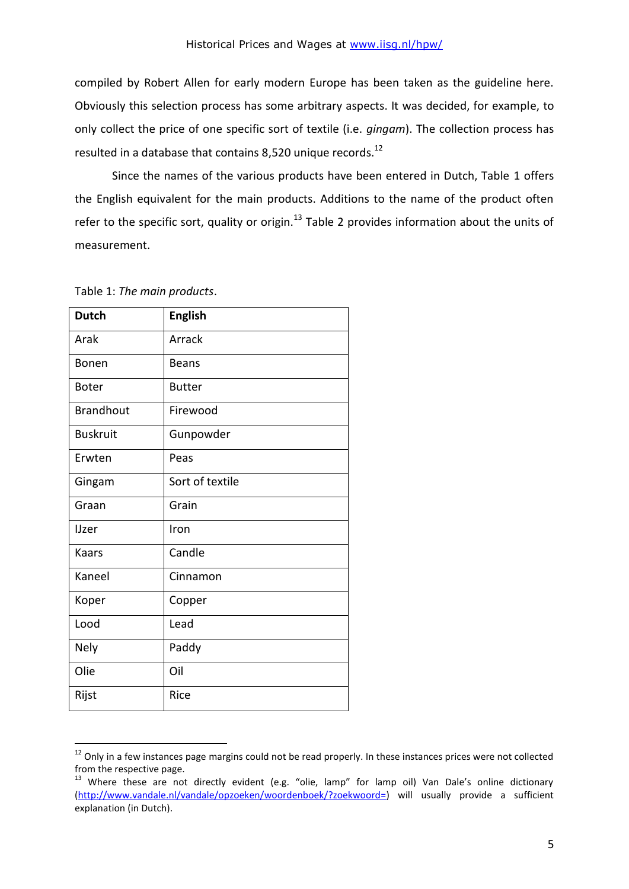compiled by Robert Allen for early modern Europe has been taken as the guideline here. Obviously this selection process has some arbitrary aspects. It was decided, for example, to only collect the price of one specific sort of textile (i.e. *gingam*). The collection process has resulted in a database that contains 8,520 unique records.[12]

Since the names of the various products have been entered in Dutch, Table 1 offers the English equivalent for the main products. Additions to the name of the product often refer to the specific sort, quality or origin.[13] Table 2 provides information about the units of measurement.

Table 1: *The main products*.

| **Dutch** | **English** |
|---|---|
| Arak | Arrack |
| Bonen | Beans |
| Boter | Butter |
| Brandhout | Firewood |
| Buskruit | Gunpowder |
| Erwten | Peas |
| Gingam | Sort of textile |
| Graan | Grain |
| IJzer | Iron |
| Kaars | Candle |
| Kaneel | Cinnamon |
| Koper | Copper |
| Lood | Lead |
| Nely | Paddy |
| Olie | Oil |
| Rijst | Rice |

[12] Only in a few instances page margins could not be read properly. In these instances prices were not collected from the respective page.

[13] Where these are not directly evident (e.g. "olie, lamp" for lamp oil) Van Dale's online dictionary (http://www.vandale.nl/vandale/opzoeken/woordenboek/?zoekwoord=) will usually provide a sufficient explanation (in Dutch).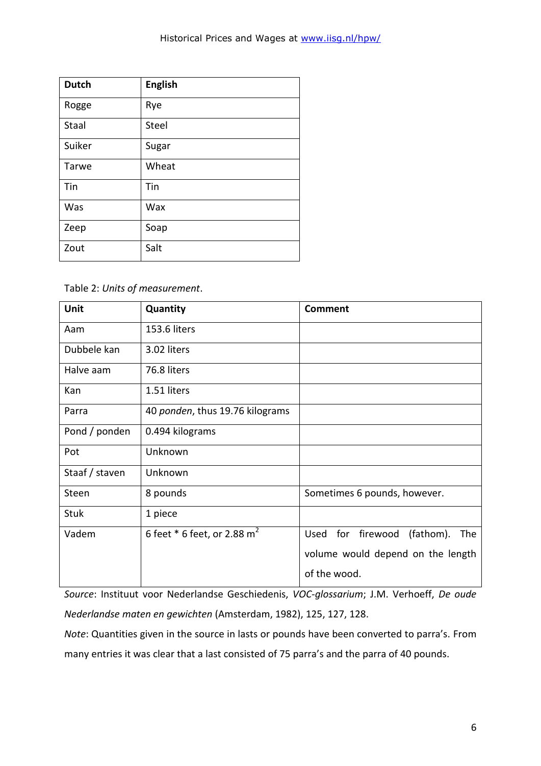| Dutch | English |
| --- | --- |
| Rogge | Rye |
| Staal | Steel |
| Suiker | Sugar |
| Tarwe | Wheat |
| Tin | Tin |
| Was | Wax |
| Zeep | Soap |
| Zout | Salt |

Table 2: *Units of measurement*.

| Unit | Quantity | Comment |
| --- | --- | --- |
| Aam | 153.6 liters | |
| Dubbele kan | 3.02 liters | |
| Halve aam | 76.8 liters | |
| Kan | 1.51 liters | |
| Parra | 40 *ponden*, thus 19.76 kilograms | |
| Pond / ponden | 0.494 kilograms | |
| Pot | Unknown | |
| Staaf / staven | Unknown | |
| Steen | 8 pounds | Sometimes 6 pounds, however. |
| Stuk | 1 piece | |
| Vadem | 6 feet * 6 feet, or 2.88 $m^2$ | Used for firewood (fathom). The volume would depend on the length of the wood. |

*Source*: Instituut voor Nederlandse Geschiedenis, *VOC-glossarium*; J.M. Verhoeff, *De oude Nederlandse maten en gewichten* (Amsterdam, 1982), 125, 127, 128.

*Note*: Quantities given in the source in lasts or pounds have been converted to parra's. From many entries it was clear that a last consisted of 75 parra's and the parra of 40 pounds.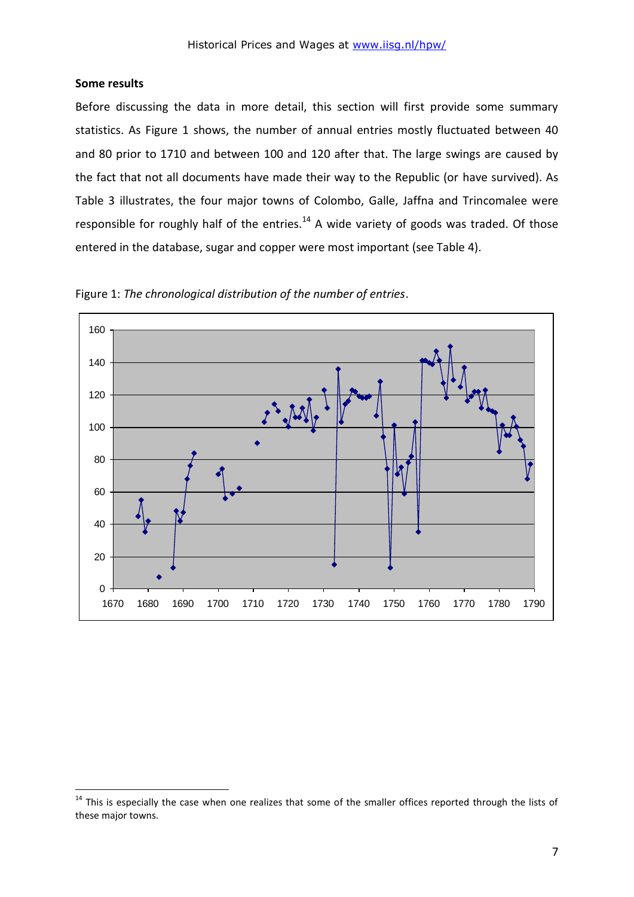## Some results

Before discussing the data in more detail, this section will first provide some summary statistics. As Figure 1 shows, the number of annual entries mostly fluctuated between 40 and 80 prior to 1710 and between 100 and 120 after that. The large swings are caused by the fact that not all documents have made their way to the Republic (or have survived). As Table 3 illustrates, the four major towns of Colombo, Galle, Jaffna and Trincomalee were responsible for roughly half of the entries.[14] A wide variety of goods was traded. Of those entered in the database, sugar and copper were most important (see Table 4).

Figure 1: *The chronological distribution of the number of entries*.

[14] This is especially the case when one realizes that some of the smaller offices reported through the lists of these major towns.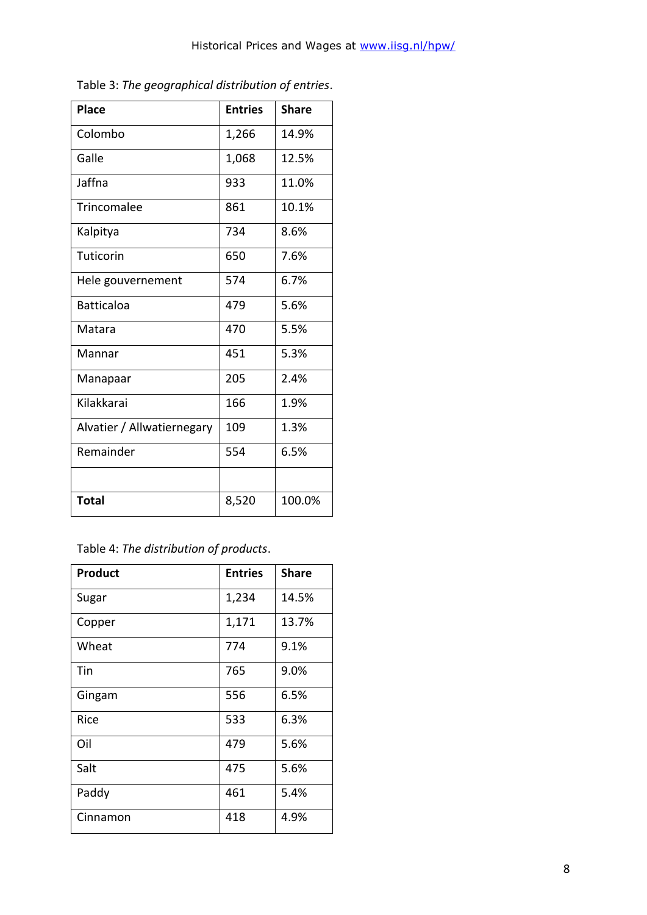Table 3: *The geographical distribution of entries*.

| Place | Entries | Share |
|---|---|---|
| Colombo | 1,266 | 14.9% |
| Galle | 1,068 | 12.5% |
| Jaffna | 933 | 11.0% |
| Trincomalee | 861 | 10.1% |
| Kalpitya | 734 | 8.6% |
| Tuticorin | 650 | 7.6% |
| Hele gouvernement | 574 | 6.7% |
| Batticaloa | 479 | 5.6% |
| Matara | 470 | 5.5% |
| Mannar | 451 | 5.3% |
| Manapaar | 205 | 2.4% |
| Kilakkarai | 166 | 1.9% |
| Alvatier / Allwatiernegary | 109 | 1.3% |
| Remainder | 554 | 6.5% |
| | | |
| **Total** | 8,520 | 100.0% |

Table 4: *The distribution of products*.

| Product | Entries | Share |
|---|---|---|
| Sugar | 1,234 | 14.5% |
| Copper | 1,171 | 13.7% |
| Wheat | 774 | 9.1% |
| Tin | 765 | 9.0% |
| Gingam | 556 | 6.5% |
| Rice | 533 | 6.3% |
| Oil | 479 | 5.6% |
| Salt | 475 | 5.6% |
| Paddy | 461 | 5.4% |
| Cinnamon | 418 | 4.9% |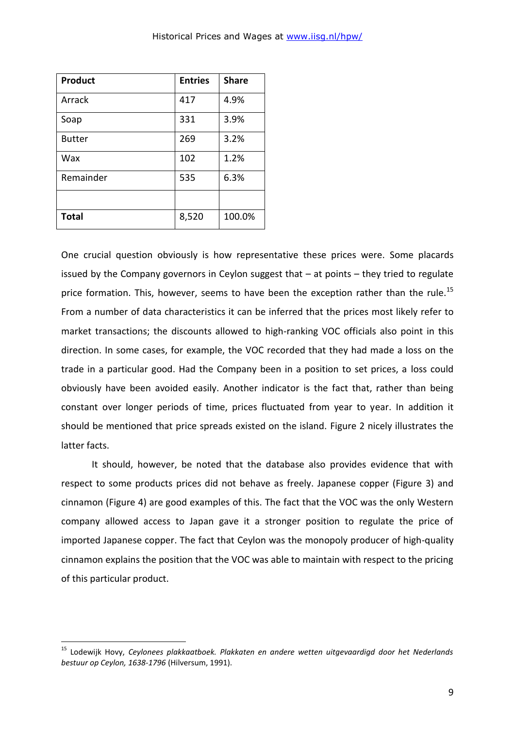| Product | Entries | Share |
|---|---|---|
| Arrack | 417 | 4.9% |
| Soap | 331 | 3.9% |
| Butter | 269 | 3.2% |
| Wax | 102 | 1.2% |
| Remainder | 535 | 6.3% |
| | | |
| **Total** | 8,520 | 100.0% |

One crucial question obviously is how representative these prices were. Some placards issued by the Company governors in Ceylon suggest that – at points – they tried to regulate price formation. This, however, seems to have been the exception rather than the rule.[15] From a number of data characteristics it can be inferred that the prices most likely refer to market transactions; the discounts allowed to high-ranking VOC officials also point in this direction. In some cases, for example, the VOC recorded that they had made a loss on the trade in a particular good. Had the Company been in a position to set prices, a loss could obviously have been avoided easily. Another indicator is the fact that, rather than being constant over longer periods of time, prices fluctuated from year to year. In addition it should be mentioned that price spreads existed on the island. Figure 2 nicely illustrates the latter facts.

It should, however, be noted that the database also provides evidence that with respect to some products prices did not behave as freely. Japanese copper (Figure 3) and cinnamon (Figure 4) are good examples of this. The fact that the VOC was the only Western company allowed access to Japan gave it a stronger position to regulate the price of imported Japanese copper. The fact that Ceylon was the monopoly producer of high-quality cinnamon explains the position that the VOC was able to maintain with respect to the pricing of this particular product.

[15] Lodewijk Hovy, *Ceylonees plakkaatboek. Plakkaten en andere wetten uitgevaardigd door het Nederlands bestuur op Ceylon, 1638-1796* (Hilversum, 1991).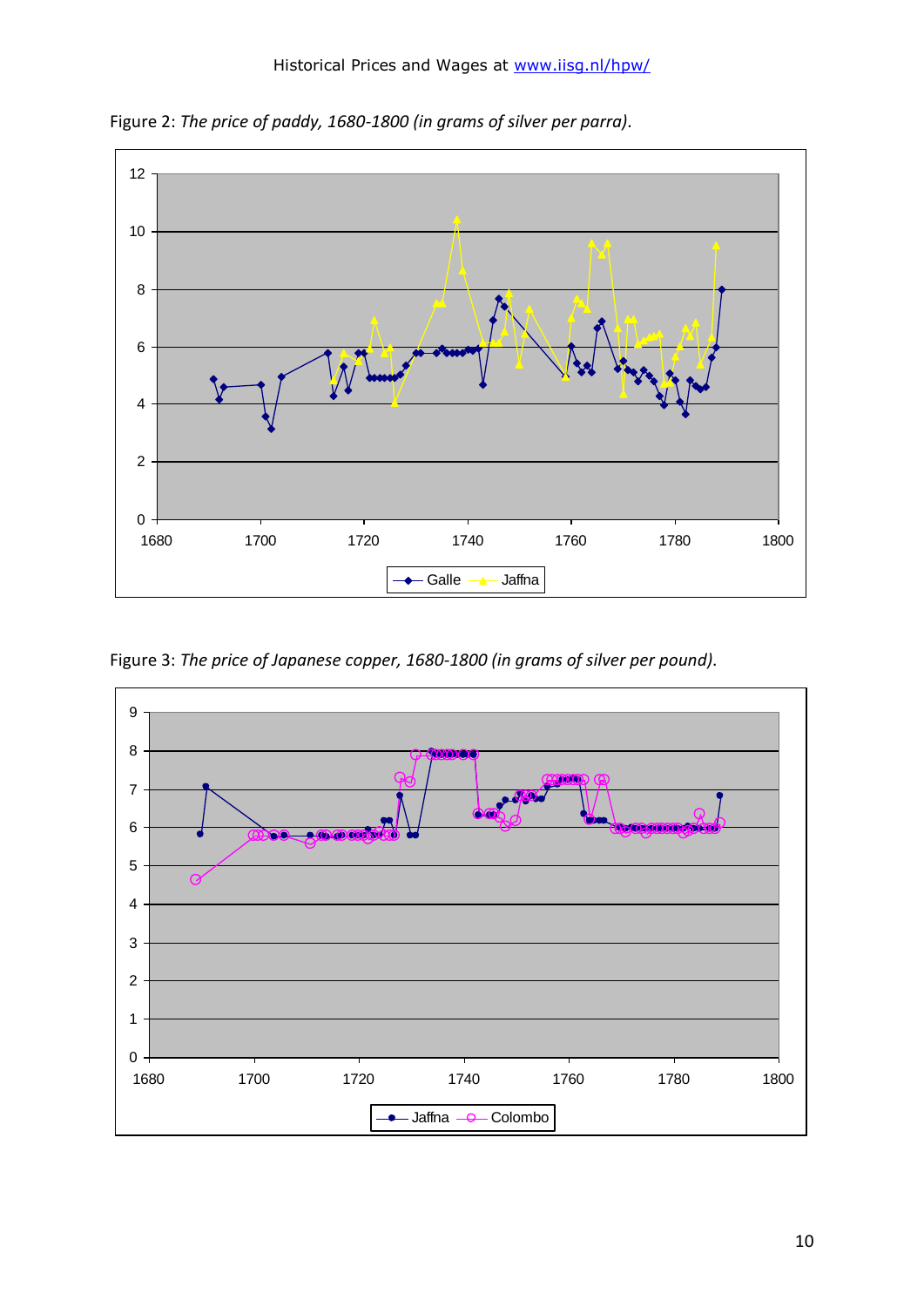Figure 2: *The price of paddy, 1680-1800 (in grams of silver per parra).*

Figure 3: *The price of Japanese copper, 1680-1800 (in grams of silver per pound).*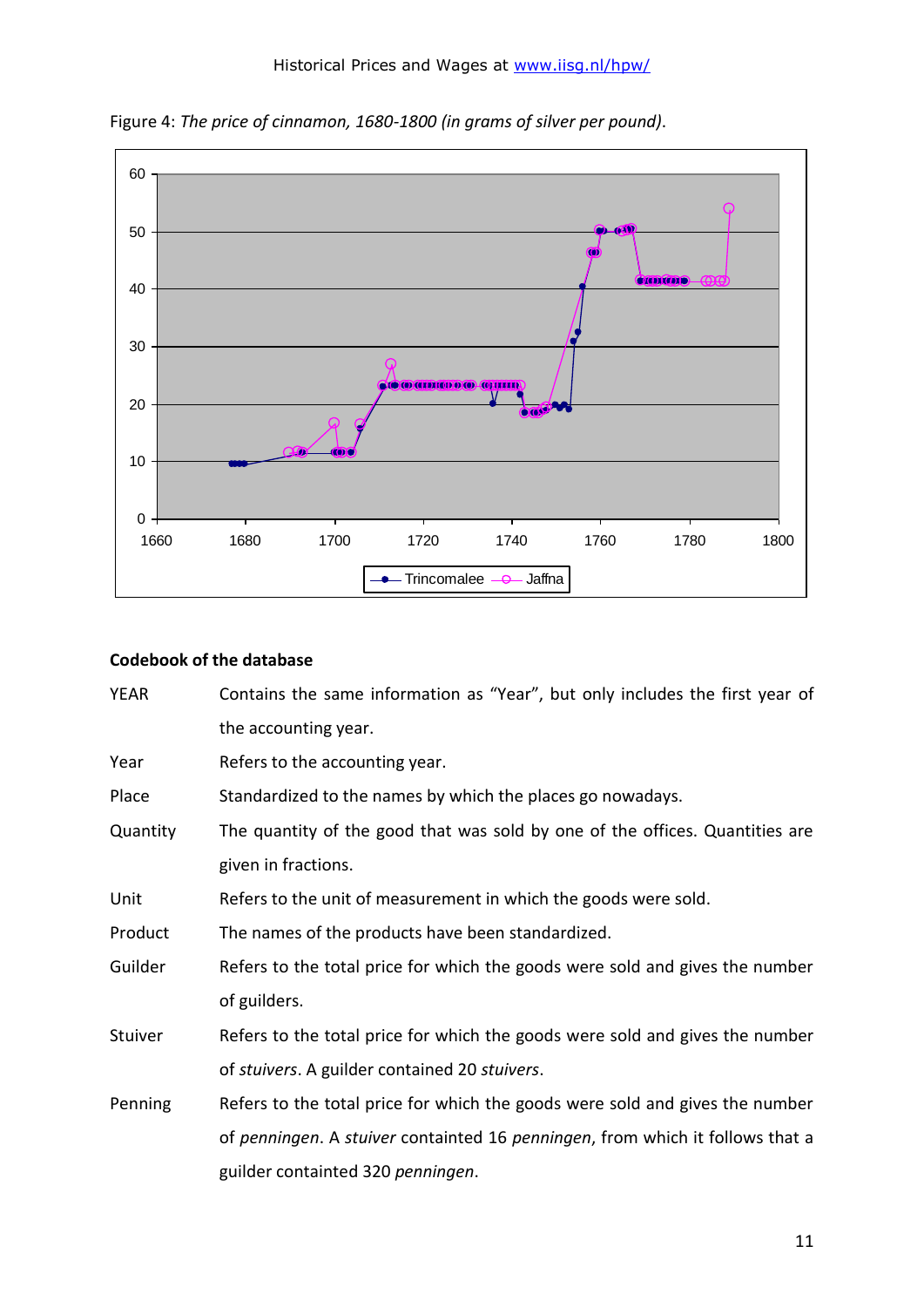Figure 4: *The price of cinnamon, 1680-1800 (in grams of silver per pound)*.

**Codebook of the database**

YEAR — Contains the same information as “Year”, but only includes the first year of the accounting year.

Year — Refers to the accounting year.

Place — Standardized to the names by which the places go nowadays.

Quantity — The quantity of the good that was sold by one of the offices. Quantities are given in fractions.

Unit — Refers to the unit of measurement in which the goods were sold.

Product — The names of the products have been standardized.

Guilder — Refers to the total price for which the goods were sold and gives the number of guilders.

Stuiver — Refers to the total price for which the goods were sold and gives the number of *stuivers*. A guilder contained 20 *stuivers*.

Penning — Refers to the total price for which the goods were sold and gives the number of *penningen*. A *stuiver* containted 16 *penningen*, from which it follows that a guilder containted 320 *penningen*.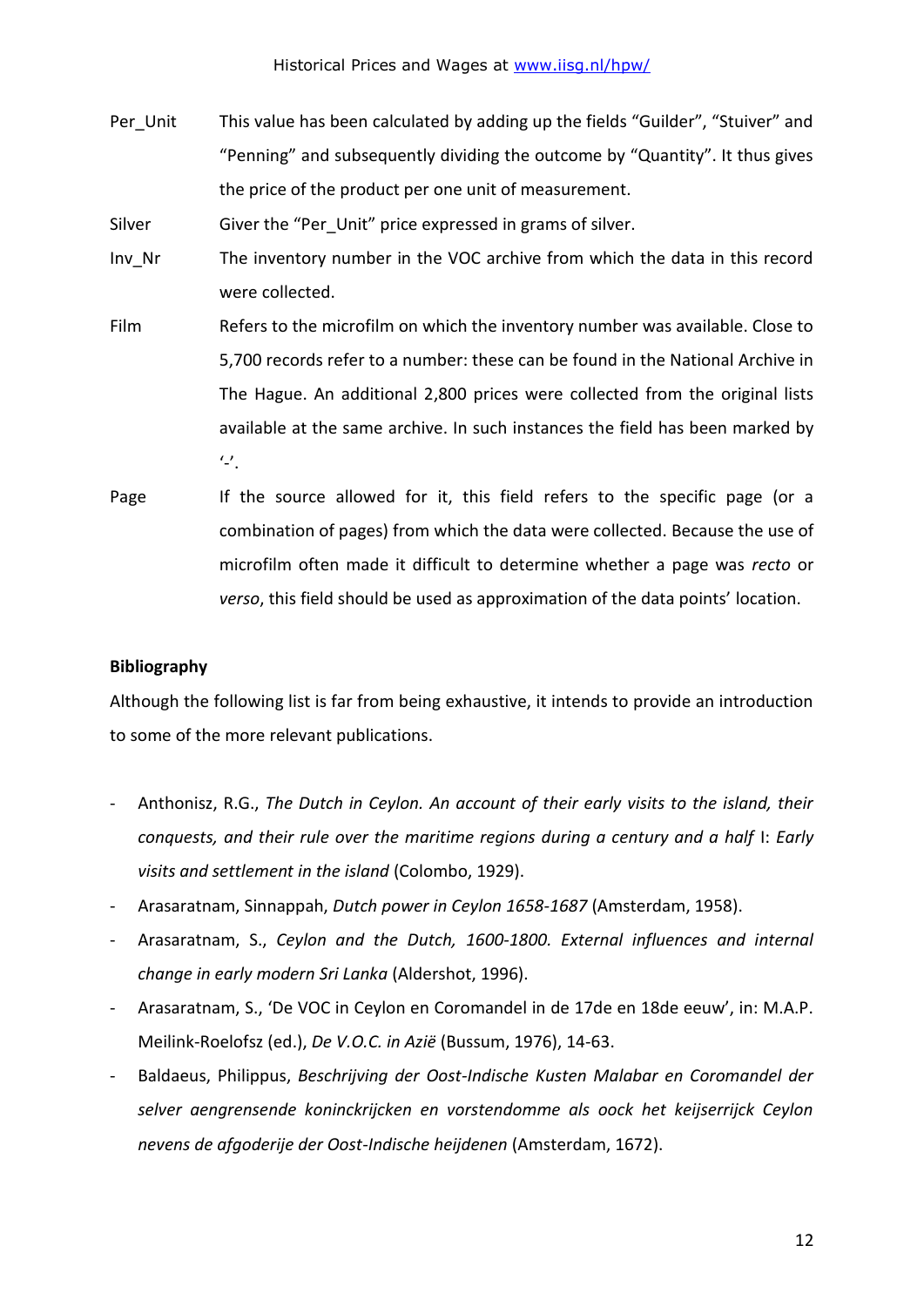Per_Unit — This value has been calculated by adding up the fields "Guilder", "Stuiver" and "Penning" and subsequently dividing the outcome by "Quantity". It thus gives the price of the product per one unit of measurement.

Silver — Giver the "Per_Unit" price expressed in grams of silver.

Inv_Nr — The inventory number in the VOC archive from which the data in this record were collected.

Film — Refers to the microfilm on which the inventory number was available. Close to 5,700 records refer to a number: these can be found in the National Archive in The Hague. An additional 2,800 prices were collected from the original lists available at the same archive. In such instances the field has been marked by '-'.

Page — If the source allowed for it, this field refers to the specific page (or a combination of pages) from which the data were collected. Because the use of microfilm often made it difficult to determine whether a page was *recto* or *verso*, this field should be used as approximation of the data points' location.

**Bibliography**

Although the following list is far from being exhaustive, it intends to provide an introduction to some of the more relevant publications.

- Anthonisz, R.G., *The Dutch in Ceylon. An account of their early visits to the island, their conquests, and their rule over the maritime regions during a century and a half* I: *Early visits and settlement in the island* (Colombo, 1929).
- Arasaratnam, Sinnappah, *Dutch power in Ceylon 1658-1687* (Amsterdam, 1958).
- Arasaratnam, S., *Ceylon and the Dutch, 1600-1800. External influences and internal change in early modern Sri Lanka* (Aldershot, 1996).
- Arasaratnam, S., 'De VOC in Ceylon en Coromandel in de 17de en 18de eeuw', in: M.A.P. Meilink-Roelofsz (ed.), *De V.O.C. in Azië* (Bussum, 1976), 14-63.
- Baldaeus, Philippus, *Beschrijving der Oost-Indische Kusten Malabar en Coromandel der selver aengrensende koninckrijcken en vorstendomme als oock het keijserrijck Ceylon nevens de afgoderije der Oost-Indische heijdenen* (Amsterdam, 1672).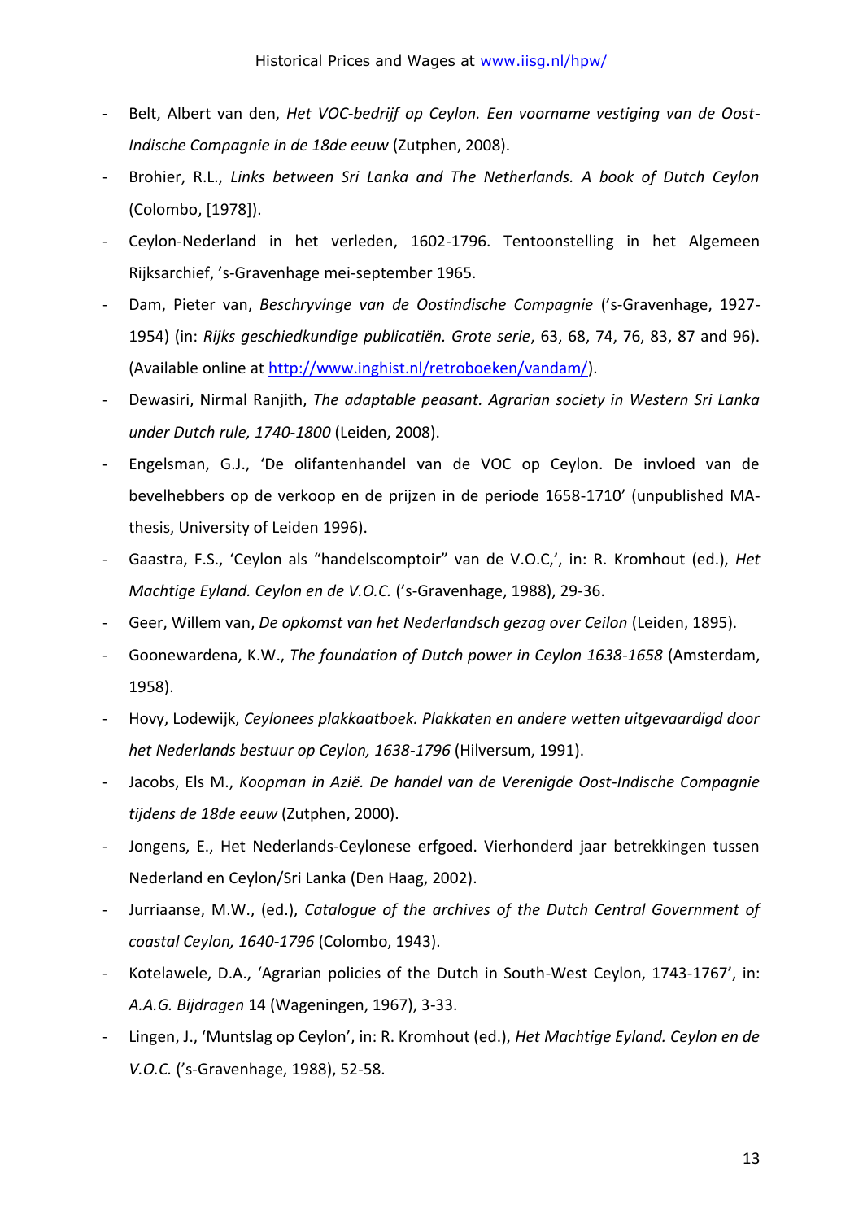- Belt, Albert van den, *Het VOC-bedrijf op Ceylon. Een voorname vestiging van de Oost-Indische Compagnie in de 18de eeuw* (Zutphen, 2008).
- Brohier, R.L., *Links between Sri Lanka and The Netherlands. A book of Dutch Ceylon* (Colombo, [1978]).
- Ceylon-Nederland in het verleden, 1602-1796. Tentoonstelling in het Algemeen Rijksarchief, 's-Gravenhage mei-september 1965.
- Dam, Pieter van, *Beschryvinge van de Oostindische Compagnie* ('s-Gravenhage, 1927-1954) (in: *Rijks geschiedkundige publicatiën. Grote serie*, 63, 68, 74, 76, 83, 87 and 96). (Available online at http://www.inghist.nl/retroboeken/vandam/).
- Dewasiri, Nirmal Ranjith, *The adaptable peasant. Agrarian society in Western Sri Lanka under Dutch rule, 1740-1800* (Leiden, 2008).
- Engelsman, G.J., 'De olifantenhandel van de VOC op Ceylon. De invloed van de bevelhebbers op de verkoop en de prijzen in de periode 1658-1710' (unpublished MA-thesis, University of Leiden 1996).
- Gaastra, F.S., 'Ceylon als "handelscomptoir" van de V.O.C,', in: R. Kromhout (ed.), *Het Machtige Eyland. Ceylon en de V.O.C.* ('s-Gravenhage, 1988), 29-36.
- Geer, Willem van, *De opkomst van het Nederlandsch gezag over Ceilon* (Leiden, 1895).
- Goonewardena, K.W., *The foundation of Dutch power in Ceylon 1638-1658* (Amsterdam, 1958).
- Hovy, Lodewijk, *Ceylonees plakkaatboek. Plakkaten en andere wetten uitgevaardigd door het Nederlands bestuur op Ceylon, 1638-1796* (Hilversum, 1991).
- Jacobs, Els M., *Koopman in Azië. De handel van de Verenigde Oost-Indische Compagnie tijdens de 18de eeuw* (Zutphen, 2000).
- Jongens, E., Het Nederlands-Ceylonese erfgoed. Vierhonderd jaar betrekkingen tussen Nederland en Ceylon/Sri Lanka (Den Haag, 2002).
- Jurriaanse, M.W., (ed.), *Catalogue of the archives of the Dutch Central Government of coastal Ceylon, 1640-1796* (Colombo, 1943).
- Kotelawele, D.A., 'Agrarian policies of the Dutch in South-West Ceylon, 1743-1767', in: *A.A.G. Bijdragen* 14 (Wageningen, 1967), 3-33.
- Lingen, J., 'Muntslag op Ceylon', in: R. Kromhout (ed.), *Het Machtige Eyland. Ceylon en de V.O.C.* ('s-Gravenhage, 1988), 52-58.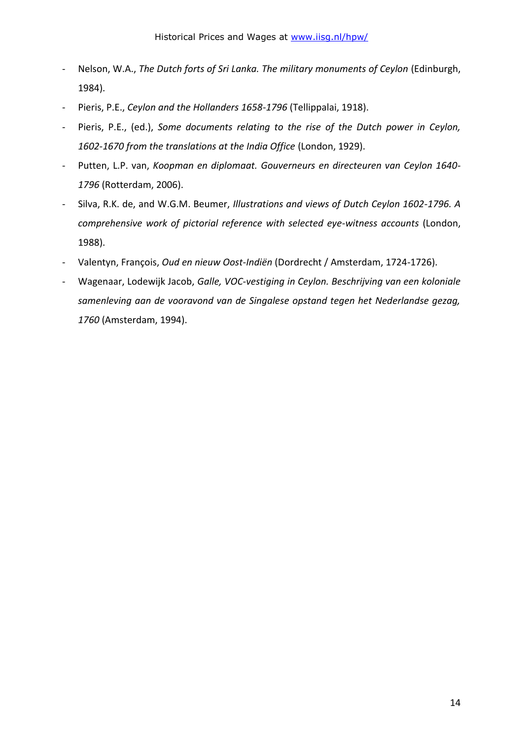- Nelson, W.A., *The Dutch forts of Sri Lanka. The military monuments of Ceylon* (Edinburgh, 1984).
- Pieris, P.E., *Ceylon and the Hollanders 1658-1796* (Tellippalai, 1918).
- Pieris, P.E., (ed.), *Some documents relating to the rise of the Dutch power in Ceylon, 1602-1670 from the translations at the India Office* (London, 1929).
- Putten, L.P. van, *Koopman en diplomaat. Gouverneurs en directeuren van Ceylon 1640-1796* (Rotterdam, 2006).
- Silva, R.K. de, and W.G.M. Beumer, *Illustrations and views of Dutch Ceylon 1602-1796. A comprehensive work of pictorial reference with selected eye-witness accounts* (London, 1988).
- Valentyn, François, *Oud en nieuw Oost-Indiën* (Dordrecht / Amsterdam, 1724-1726).
- Wagenaar, Lodewijk Jacob, *Galle, VOC-vestiging in Ceylon. Beschrijving van een koloniale samenleving aan de vooravond van de Singalese opstand tegen het Nederlandse gezag, 1760* (Amsterdam, 1994).